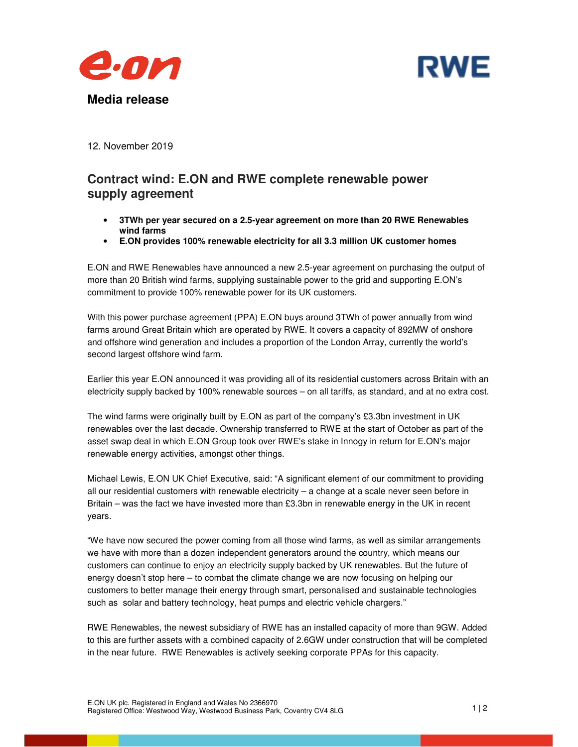**Media release**

12. November 2019

## Contract wind: E.ON and RWE complete renewable power supply agreement

- **3TWh per year secured on a 2.5-year agreement on more than 20 RWE Renewables wind farms**
- **E.ON provides 100% renewable electricity for all 3.3 million UK customer homes**

E.ON and RWE Renewables have announced a new 2.5-year agreement on purchasing the output of more than 20 British wind farms, supplying sustainable power to the grid and supporting E.ON's commitment to provide 100% renewable power for its UK customers.

With this power purchase agreement (PPA) E.ON buys around 3TWh of power annually from wind farms around Great Britain which are operated by RWE. It covers a capacity of 892MW of onshore and offshore wind generation and includes a proportion of the London Array, currently the world's second largest offshore wind farm.

Earlier this year E.ON announced it was providing all of its residential customers across Britain with an electricity supply backed by 100% renewable sources – on all tariffs, as standard, and at no extra cost.

The wind farms were originally built by E.ON as part of the company's £3.3bn investment in UK renewables over the last decade. Ownership transferred to RWE at the start of October as part of the asset swap deal in which E.ON Group took over RWE's stake in Innogy in return for E.ON's major renewable energy activities, amongst other things.

Michael Lewis, E.ON UK Chief Executive, said: "A significant element of our commitment to providing all our residential customers with renewable electricity – a change at a scale never seen before in Britain – was the fact we have invested more than £3.3bn in renewable energy in the UK in recent years.

"We have now secured the power coming from all those wind farms, as well as similar arrangements we have with more than a dozen independent generators around the country, which means our customers can continue to enjoy an electricity supply backed by UK renewables. But the future of energy doesn't stop here – to combat the climate change we are now focusing on helping our customers to better manage their energy through smart, personalised and sustainable technologies such as solar and battery technology, heat pumps and electric vehicle chargers."

RWE Renewables, the newest subsidiary of RWE has an installed capacity of more than 9GW. Added to this are further assets with a combined capacity of 2.6GW under construction that will be completed in the near future. RWE Renewables is actively seeking corporate PPAs for this capacity.

E.ON UK plc. Registered in England and Wales No 2366970
Registered Office: Westwood Way, Westwood Business Park, Coventry CV4 8LG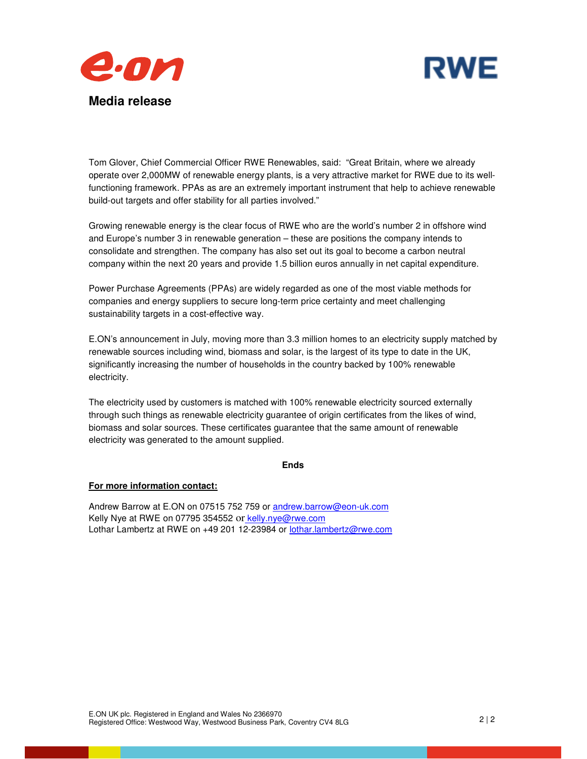**Media release**

Tom Glover, Chief Commercial Officer RWE Renewables, said: "Great Britain, where we already operate over 2,000MW of renewable energy plants, is a very attractive market for RWE due to its well-functioning framework. PPAs as are an extremely important instrument that help to achieve renewable build-out targets and offer stability for all parties involved."

Growing renewable energy is the clear focus of RWE who are the world's number 2 in offshore wind and Europe's number 3 in renewable generation – these are positions the company intends to consolidate and strengthen. The company has also set out its goal to become a carbon neutral company within the next 20 years and provide 1.5 billion euros annually in net capital expenditure.

Power Purchase Agreements (PPAs) are widely regarded as one of the most viable methods for companies and energy suppliers to secure long-term price certainty and meet challenging sustainability targets in a cost-effective way.

E.ON's announcement in July, moving more than 3.3 million homes to an electricity supply matched by renewable sources including wind, biomass and solar, is the largest of its type to date in the UK, significantly increasing the number of households in the country backed by 100% renewable electricity.

The electricity used by customers is matched with 100% renewable electricity sourced externally through such things as renewable electricity guarantee of origin certificates from the likes of wind, biomass and solar sources. These certificates guarantee that the same amount of renewable electricity was generated to the amount supplied.

**Ends**

**For more information contact:**

Andrew Barrow at E.ON on 07515 752 759 or andrew.barrow@eon-uk.com
Kelly Nye at RWE on 07795 354552 or kelly.nye@rwe.com
Lothar Lambertz at RWE on +49 201 12-23984 or lothar.lambertz@rwe.com

E.ON UK plc. Registered in England and Wales No 2366970
Registered Office: Westwood Way, Westwood Business Park, Coventry CV4 8LG